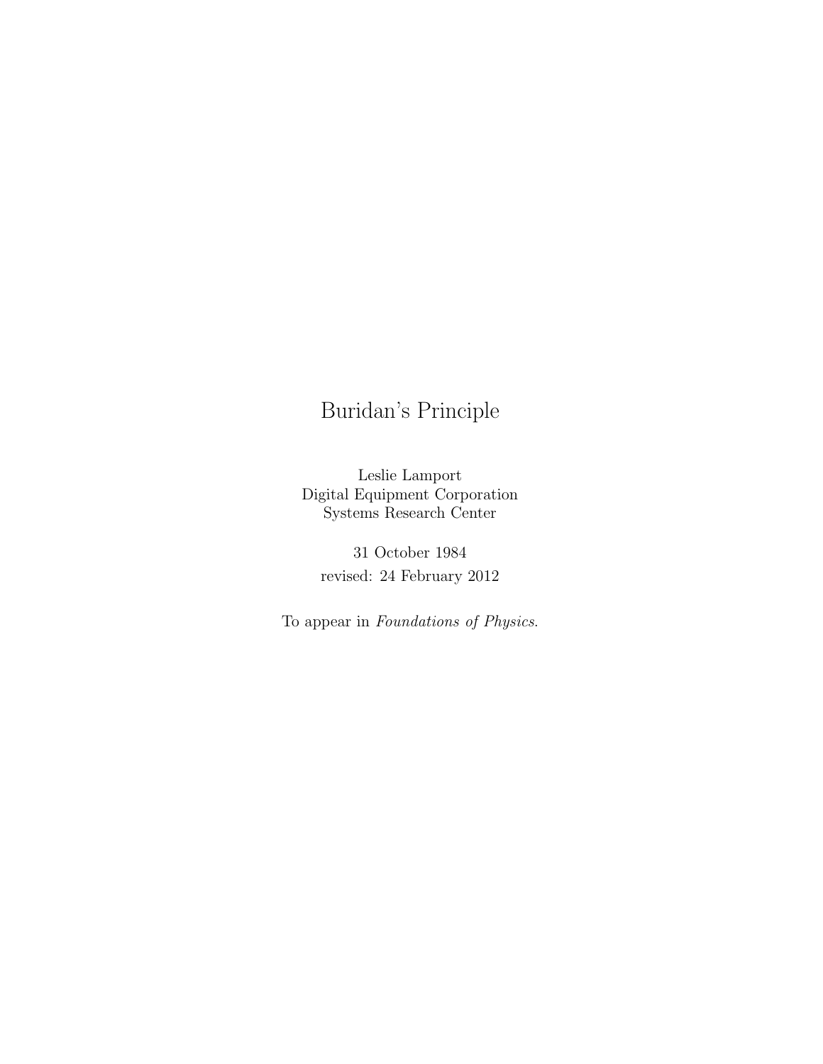# Buridan's Principle

Leslie Lamport
Digital Equipment Corporation
Systems Research Center

31 October 1984
revised: 24 February 2012

To appear in *Foundations of Physics.*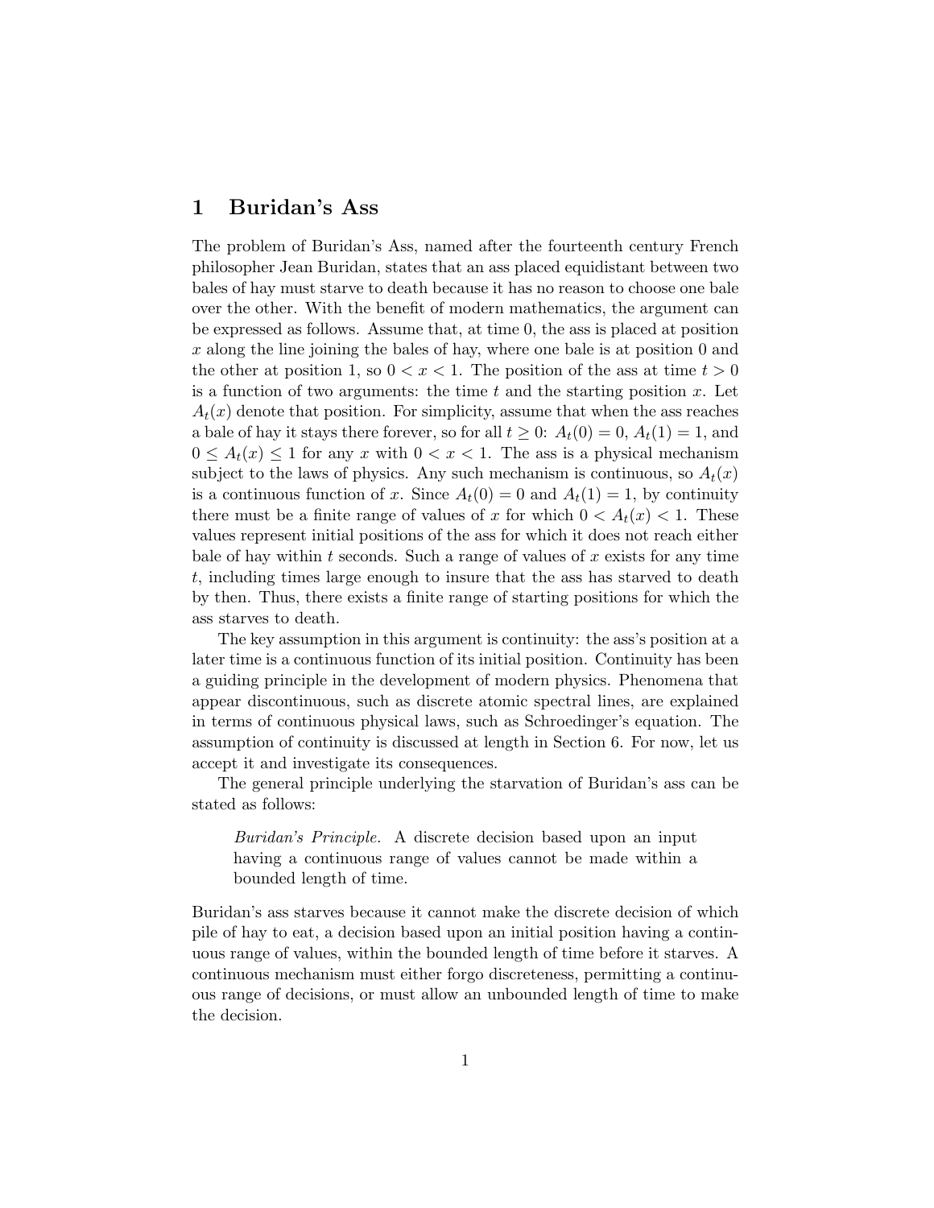# 1 Buridan's Ass

The problem of Buridan's Ass, named after the fourteenth century French philosopher Jean Buridan, states that an ass placed equidistant between two bales of hay must starve to death because it has no reason to choose one bale over the other. With the benefit of modern mathematics, the argument can be expressed as follows. Assume that, at time 0, the ass is placed at position $x$ along the line joining the bales of hay, where one bale is at position 0 and the other at position 1, so $0 < x < 1$. The position of the ass at time $t > 0$ is a function of two arguments: the time $t$ and the starting position $x$. Let $A_t(x)$ denote that position. For simplicity, assume that when the ass reaches a bale of hay it stays there forever, so for all $t \geq 0$: $A_t(0) = 0$, $A_t(1) = 1$, and $0 \leq A_t(x) \leq 1$ for any $x$ with $0 < x < 1$. The ass is a physical mechanism subject to the laws of physics. Any such mechanism is continuous, so $A_t(x)$ is a continuous function of $x$. Since $A_t(0) = 0$ and $A_t(1) = 1$, by continuity there must be a finite range of values of $x$ for which $0 < A_t(x) < 1$. These values represent initial positions of the ass for which it does not reach either bale of hay within $t$ seconds. Such a range of values of $x$ exists for any time $t$, including times large enough to insure that the ass has starved to death by then. Thus, there exists a finite range of starting positions for which the ass starves to death.

The key assumption in this argument is continuity: the ass's position at a later time is a continuous function of its initial position. Continuity has been a guiding principle in the development of modern physics. Phenomena that appear discontinuous, such as discrete atomic spectral lines, are explained in terms of continuous physical laws, such as Schroedinger's equation. The assumption of continuity is discussed at length in Section 6. For now, let us accept it and investigate its consequences.

The general principle underlying the starvation of Buridan's ass can be stated as follows:

> *Buridan's Principle.* A discrete decision based upon an input having a continuous range of values cannot be made within a bounded length of time.

Buridan's ass starves because it cannot make the discrete decision of which pile of hay to eat, a decision based upon an initial position having a continuous range of values, within the bounded length of time before it starves. A continuous mechanism must either forgo discreteness, permitting a continuous range of decisions, or must allow an unbounded length of time to make the decision.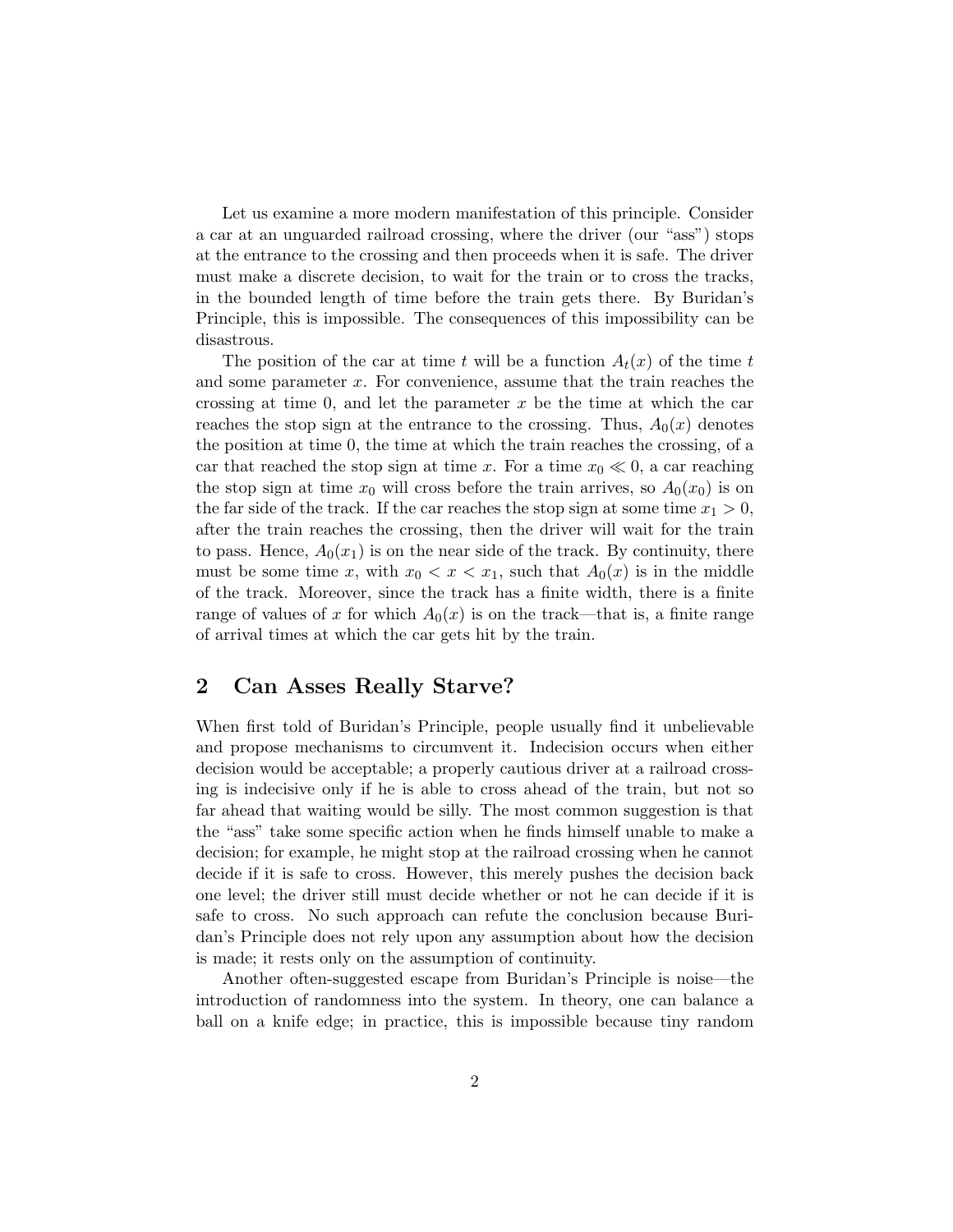Let us examine a more modern manifestation of this principle. Consider a car at an unguarded railroad crossing, where the driver (our "ass") stops at the entrance to the crossing and then proceeds when it is safe. The driver must make a discrete decision, to wait for the train or to cross the tracks, in the bounded length of time before the train gets there. By Buridan's Principle, this is impossible. The consequences of this impossibility can be disastrous.

The position of the car at time $t$ will be a function $A_t(x)$ of the time $t$ and some parameter $x$. For convenience, assume that the train reaches the crossing at time 0, and let the parameter $x$ be the time at which the car reaches the stop sign at the entrance to the crossing. Thus, $A_0(x)$ denotes the position at time 0, the time at which the train reaches the crossing, of a car that reached the stop sign at time $x$. For a time $x_0 \ll 0$, a car reaching the stop sign at time $x_0$ will cross before the train arrives, so $A_0(x_0)$ is on the far side of the track. If the car reaches the stop sign at some time $x_1 > 0$, after the train reaches the crossing, then the driver will wait for the train to pass. Hence, $A_0(x_1)$ is on the near side of the track. By continuity, there must be some time $x$, with $x_0 < x < x_1$, such that $A_0(x)$ is in the middle of the track. Moreover, since the track has a finite width, there is a finite range of values of $x$ for which $A_0(x)$ is on the track—that is, a finite range of arrival times at which the car gets hit by the train.

## 2 Can Asses Really Starve?

When first told of Buridan's Principle, people usually find it unbelievable and propose mechanisms to circumvent it. Indecision occurs when either decision would be acceptable; a properly cautious driver at a railroad crossing is indecisive only if he is able to cross ahead of the train, but not so far ahead that waiting would be silly. The most common suggestion is that the "ass" take some specific action when he finds himself unable to make a decision; for example, he might stop at the railroad crossing when he cannot decide if it is safe to cross. However, this merely pushes the decision back one level; the driver still must decide whether or not he can decide if it is safe to cross. No such approach can refute the conclusion because Buridan's Principle does not rely upon any assumption about how the decision is made; it rests only on the assumption of continuity.

Another often-suggested escape from Buridan's Principle is noise—the introduction of randomness into the system. In theory, one can balance a ball on a knife edge; in practice, this is impossible because tiny random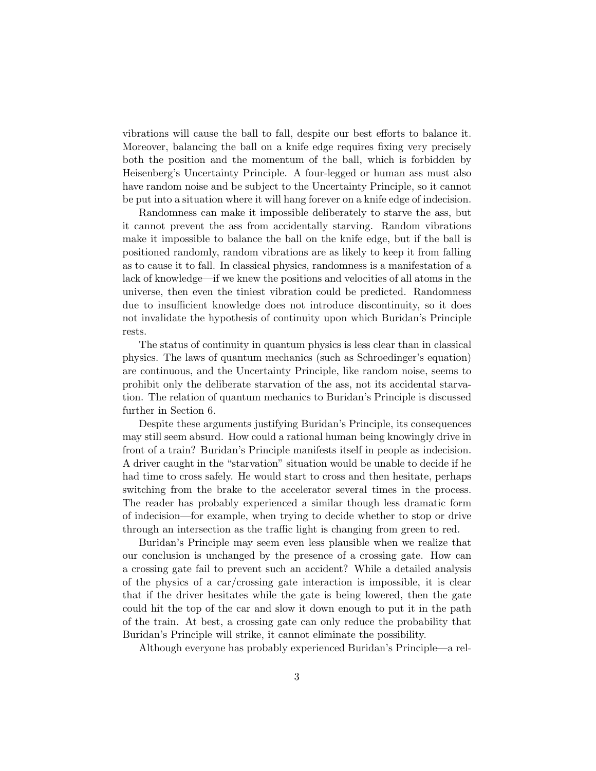vibrations will cause the ball to fall, despite our best efforts to balance it. Moreover, balancing the ball on a knife edge requires fixing very precisely both the position and the momentum of the ball, which is forbidden by Heisenberg's Uncertainty Principle. A four-legged or human ass must also have random noise and be subject to the Uncertainty Principle, so it cannot be put into a situation where it will hang forever on a knife edge of indecision.

Randomness can make it impossible deliberately to starve the ass, but it cannot prevent the ass from accidentally starving. Random vibrations make it impossible to balance the ball on the knife edge, but if the ball is positioned randomly, random vibrations are as likely to keep it from falling as to cause it to fall. In classical physics, randomness is a manifestation of a lack of knowledge—if we knew the positions and velocities of all atoms in the universe, then even the tiniest vibration could be predicted. Randomness due to insufficient knowledge does not introduce discontinuity, so it does not invalidate the hypothesis of continuity upon which Buridan's Principle rests.

The status of continuity in quantum physics is less clear than in classical physics. The laws of quantum mechanics (such as Schroedinger's equation) are continuous, and the Uncertainty Principle, like random noise, seems to prohibit only the deliberate starvation of the ass, not its accidental starvation. The relation of quantum mechanics to Buridan's Principle is discussed further in Section 6.

Despite these arguments justifying Buridan's Principle, its consequences may still seem absurd. How could a rational human being knowingly drive in front of a train? Buridan's Principle manifests itself in people as indecision. A driver caught in the "starvation" situation would be unable to decide if he had time to cross safely. He would start to cross and then hesitate, perhaps switching from the brake to the accelerator several times in the process. The reader has probably experienced a similar though less dramatic form of indecision—for example, when trying to decide whether to stop or drive through an intersection as the traffic light is changing from green to red.

Buridan's Principle may seem even less plausible when we realize that our conclusion is unchanged by the presence of a crossing gate. How can a crossing gate fail to prevent such an accident? While a detailed analysis of the physics of a car/crossing gate interaction is impossible, it is clear that if the driver hesitates while the gate is being lowered, then the gate could hit the top of the car and slow it down enough to put it in the path of the train. At best, a crossing gate can only reduce the probability that Buridan's Principle will strike, it cannot eliminate the possibility.

Although everyone has probably experienced Buridan's Principle—a rel-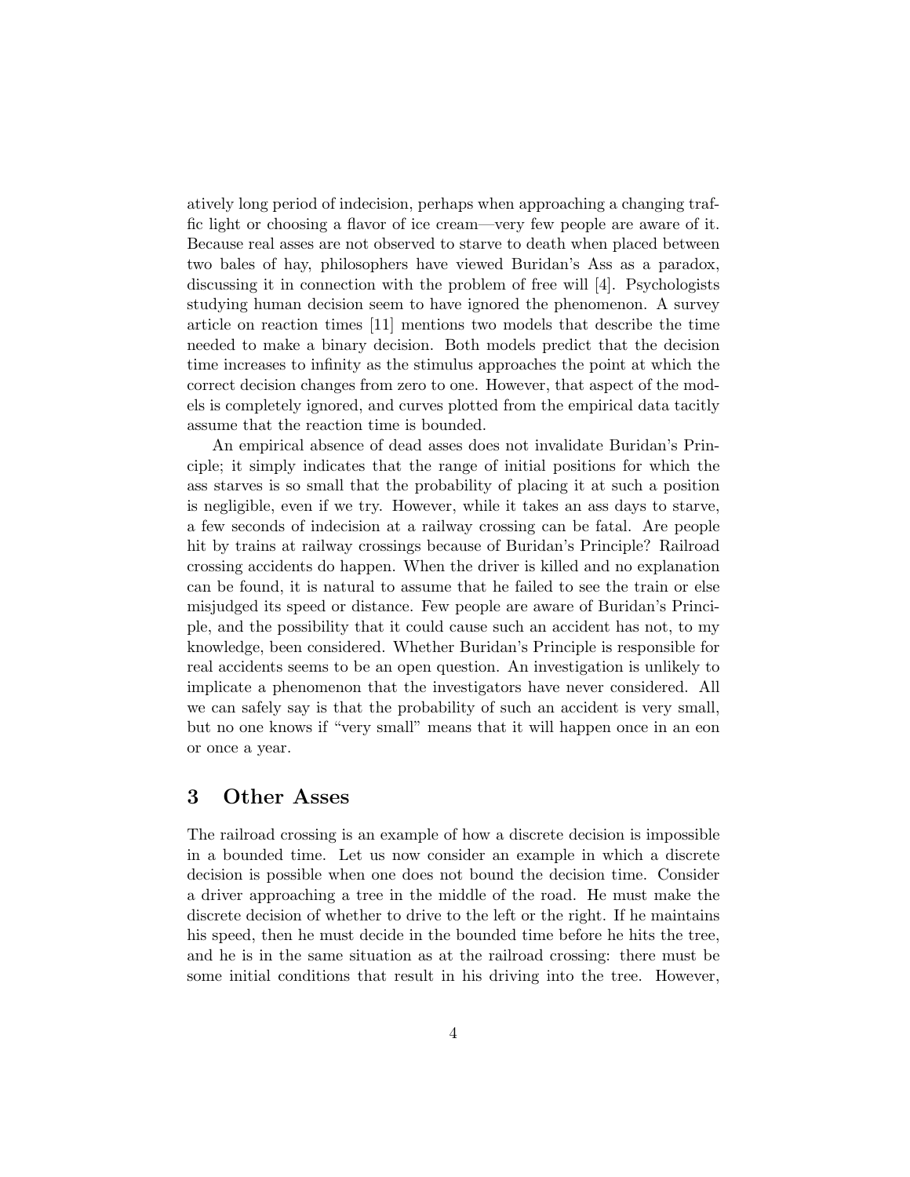atively long period of indecision, perhaps when approaching a changing traffic light or choosing a flavor of ice cream—very few people are aware of it. Because real asses are not observed to starve to death when placed between two bales of hay, philosophers have viewed Buridan's Ass as a paradox, discussing it in connection with the problem of free will [4]. Psychologists studying human decision seem to have ignored the phenomenon. A survey article on reaction times [11] mentions two models that describe the time needed to make a binary decision. Both models predict that the decision time increases to infinity as the stimulus approaches the point at which the correct decision changes from zero to one. However, that aspect of the models is completely ignored, and curves plotted from the empirical data tacitly assume that the reaction time is bounded.

An empirical absence of dead asses does not invalidate Buridan's Principle; it simply indicates that the range of initial positions for which the ass starves is so small that the probability of placing it at such a position is negligible, even if we try. However, while it takes an ass days to starve, a few seconds of indecision at a railway crossing can be fatal. Are people hit by trains at railway crossings because of Buridan's Principle? Railroad crossing accidents do happen. When the driver is killed and no explanation can be found, it is natural to assume that he failed to see the train or else misjudged its speed or distance. Few people are aware of Buridan's Principle, and the possibility that it could cause such an accident has not, to my knowledge, been considered. Whether Buridan's Principle is responsible for real accidents seems to be an open question. An investigation is unlikely to implicate a phenomenon that the investigators have never considered. All we can safely say is that the probability of such an accident is very small, but no one knows if "very small" means that it will happen once in an eon or once a year.

## 3 Other Asses

The railroad crossing is an example of how a discrete decision is impossible in a bounded time. Let us now consider an example in which a discrete decision is possible when one does not bound the decision time. Consider a driver approaching a tree in the middle of the road. He must make the discrete decision of whether to drive to the left or the right. If he maintains his speed, then he must decide in the bounded time before he hits the tree, and he is in the same situation as at the railroad crossing: there must be some initial conditions that result in his driving into the tree. However,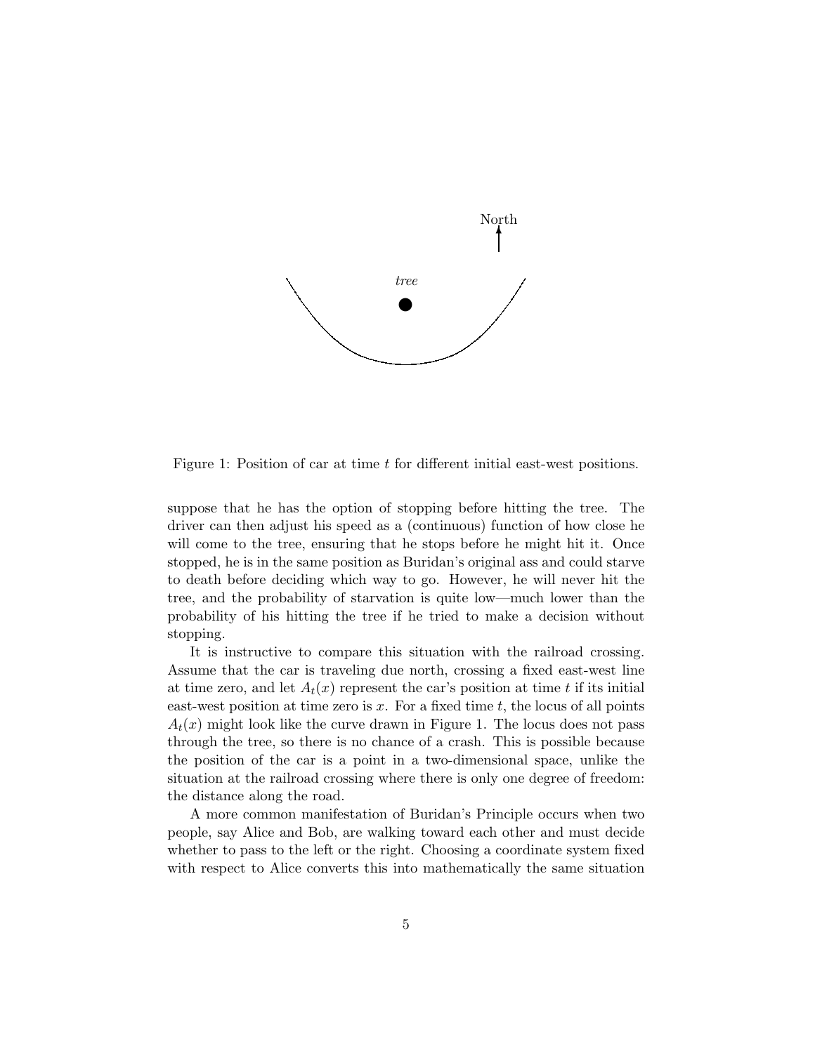Figure 1: Position of car at time $t$ for different initial east-west positions.

suppose that he has the option of stopping before hitting the tree. The driver can then adjust his speed as a (continuous) function of how close he will come to the tree, ensuring that he stops before he might hit it. Once stopped, he is in the same position as Buridan's original ass and could starve to death before deciding which way to go. However, he will never hit the tree, and the probability of starvation is quite low—much lower than the probability of his hitting the tree if he tried to make a decision without stopping.

It is instructive to compare this situation with the railroad crossing. Assume that the car is traveling due north, crossing a fixed east-west line at time zero, and let $A_t(x)$ represent the car's position at time $t$ if its initial east-west position at time zero is $x$. For a fixed time $t$, the locus of all points $A_t(x)$ might look like the curve drawn in Figure 1. The locus does not pass through the tree, so there is no chance of a crash. This is possible because the position of the car is a point in a two-dimensional space, unlike the situation at the railroad crossing where there is only one degree of freedom: the distance along the road.

A more common manifestation of Buridan's Principle occurs when two people, say Alice and Bob, are walking toward each other and must decide whether to pass to the left or the right. Choosing a coordinate system fixed with respect to Alice converts this into mathematically the same situation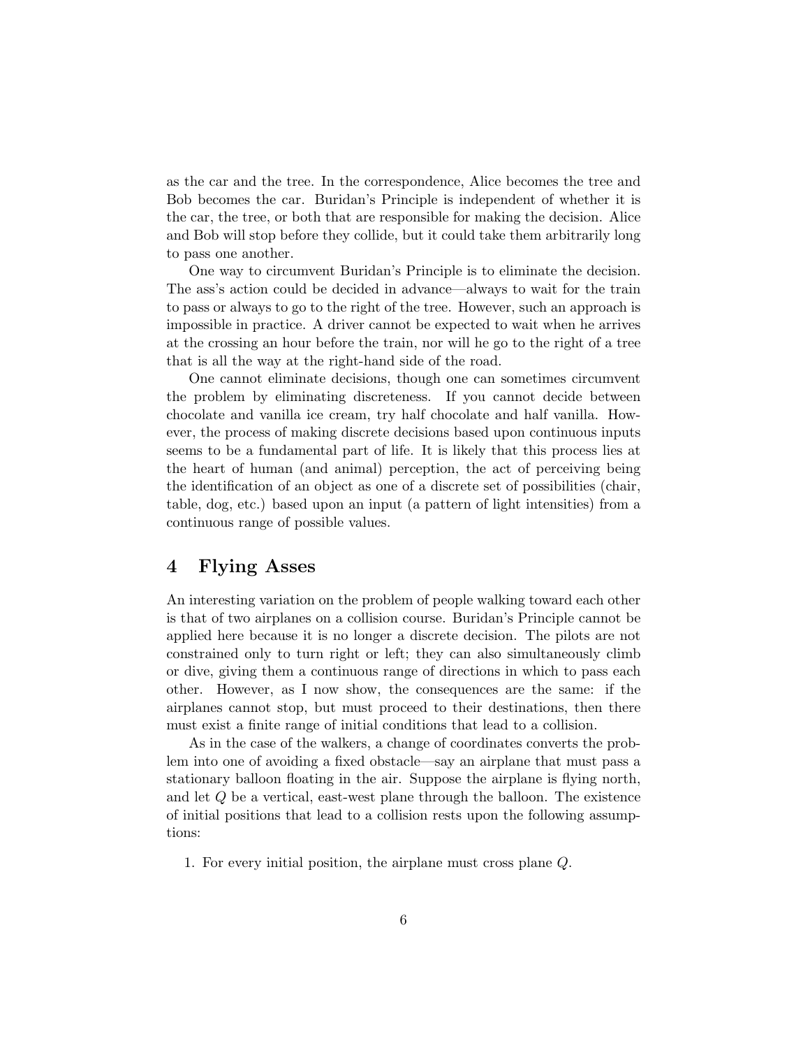as the car and the tree. In the correspondence, Alice becomes the tree and Bob becomes the car. Buridan's Principle is independent of whether it is the car, the tree, or both that are responsible for making the decision. Alice and Bob will stop before they collide, but it could take them arbitrarily long to pass one another.

One way to circumvent Buridan's Principle is to eliminate the decision. The ass's action could be decided in advance—always to wait for the train to pass or always to go to the right of the tree. However, such an approach is impossible in practice. A driver cannot be expected to wait when he arrives at the crossing an hour before the train, nor will he go to the right of a tree that is all the way at the right-hand side of the road.

One cannot eliminate decisions, though one can sometimes circumvent the problem by eliminating discreteness. If you cannot decide between chocolate and vanilla ice cream, try half chocolate and half vanilla. However, the process of making discrete decisions based upon continuous inputs seems to be a fundamental part of life. It is likely that this process lies at the heart of human (and animal) perception, the act of perceiving being the identification of an object as one of a discrete set of possibilities (chair, table, dog, etc.) based upon an input (a pattern of light intensities) from a continuous range of possible values.

## 4 Flying Asses

An interesting variation on the problem of people walking toward each other is that of two airplanes on a collision course. Buridan's Principle cannot be applied here because it is no longer a discrete decision. The pilots are not constrained only to turn right or left; they can also simultaneously climb or dive, giving them a continuous range of directions in which to pass each other. However, as I now show, the consequences are the same: if the airplanes cannot stop, but must proceed to their destinations, then there must exist a finite range of initial conditions that lead to a collision.

As in the case of the walkers, a change of coordinates converts the problem into one of avoiding a fixed obstacle—say an airplane that must pass a stationary balloon floating in the air. Suppose the airplane is flying north, and let $Q$ be a vertical, east-west plane through the balloon. The existence of initial positions that lead to a collision rests upon the following assumptions:

1. For every initial position, the airplane must cross plane $Q$.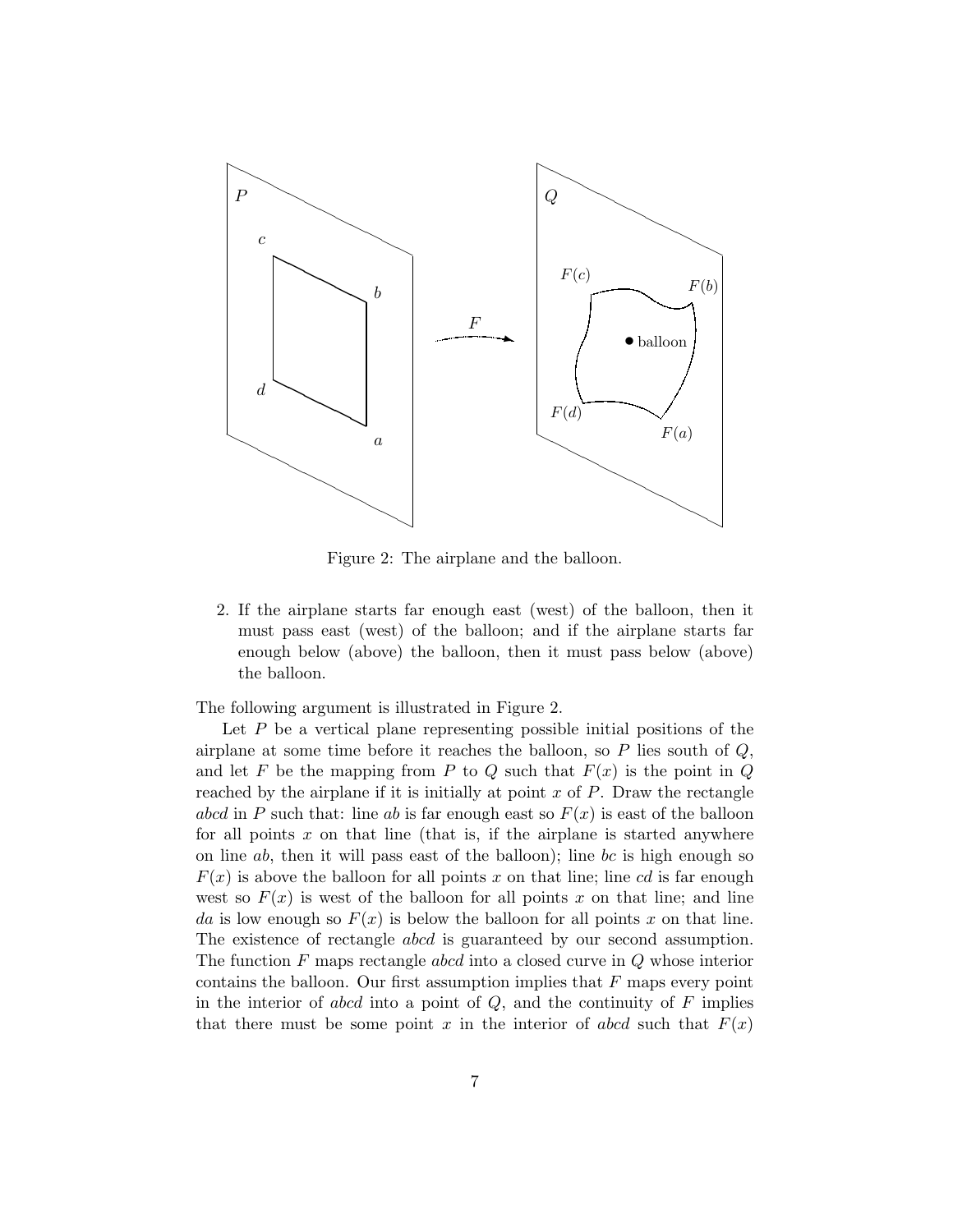Figure 2: The airplane and the balloon.

2. If the airplane starts far enough east (west) of the balloon, then it must pass east (west) of the balloon; and if the airplane starts far enough below (above) the balloon, then it must pass below (above) the balloon.

The following argument is illustrated in Figure 2.

Let $P$ be a vertical plane representing possible initial positions of the airplane at some time before it reaches the balloon, so $P$ lies south of $Q$, and let $F$ be the mapping from $P$ to $Q$ such that $F(x)$ is the point in $Q$ reached by the airplane if it is initially at point $x$ of $P$. Draw the rectangle *abcd* in $P$ such that: line *ab* is far enough east so $F(x)$ is east of the balloon for all points $x$ on that line (that is, if the airplane is started anywhere on line *ab*, then it will pass east of the balloon); line *bc* is high enough so $F(x)$ is above the balloon for all points $x$ on that line; line *cd* is far enough west so $F(x)$ is west of the balloon for all points $x$ on that line; and line *da* is low enough so $F(x)$ is below the balloon for all points $x$ on that line. The existence of rectangle *abcd* is guaranteed by our second assumption. The function $F$ maps rectangle *abcd* into a closed curve in $Q$ whose interior contains the balloon. Our first assumption implies that $F$ maps every point in the interior of *abcd* into a point of $Q$, and the continuity of $F$ implies that there must be some point $x$ in the interior of *abcd* such that $F(x)$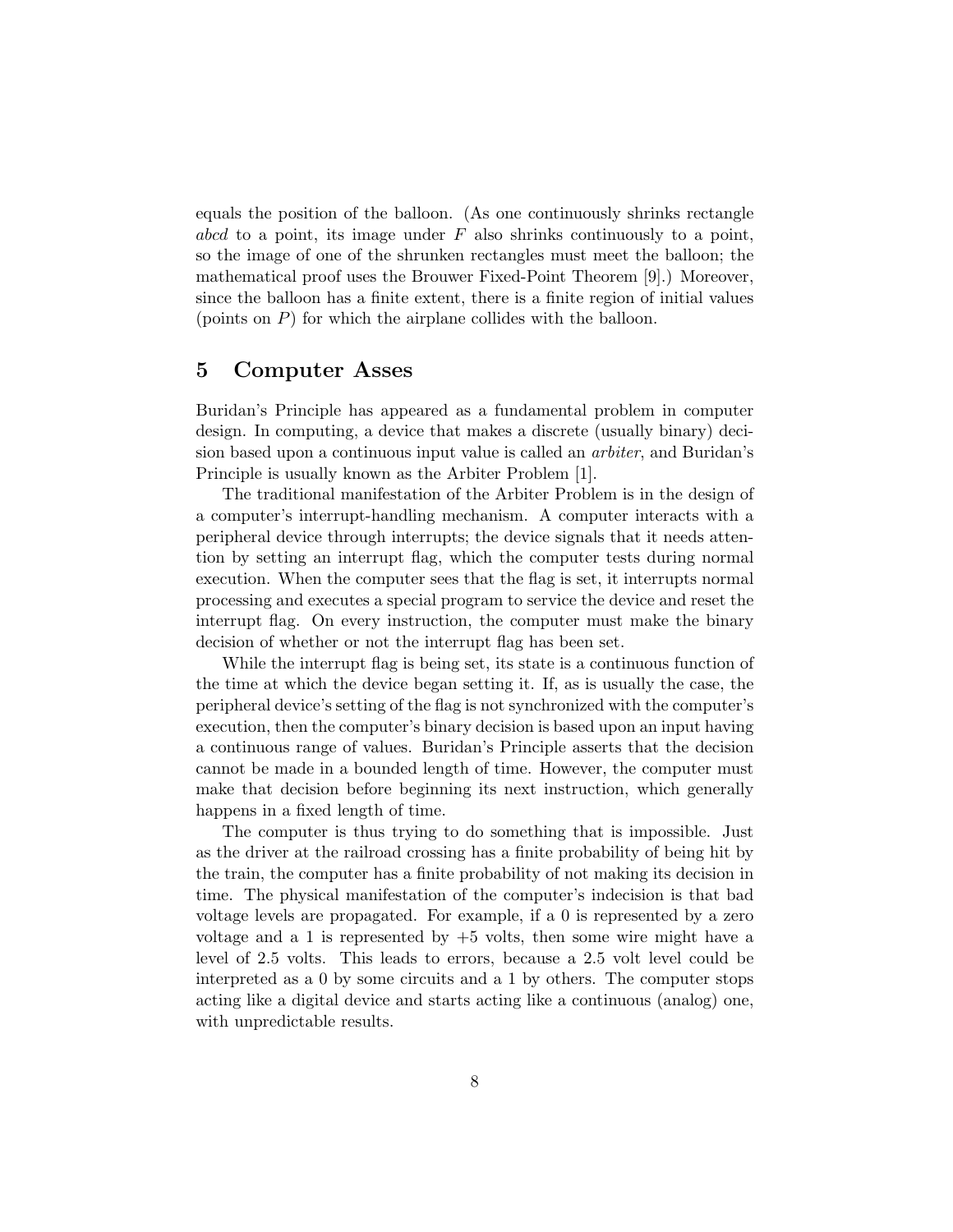equals the position of the balloon. (As one continuously shrinks rectangle *abcd* to a point, its image under $F$ also shrinks continuously to a point, so the image of one of the shrunken rectangles must meet the balloon; the mathematical proof uses the Brouwer Fixed-Point Theorem [9].) Moreover, since the balloon has a finite extent, there is a finite region of initial values (points on $P$) for which the airplane collides with the balloon.

## 5 Computer Asses

Buridan's Principle has appeared as a fundamental problem in computer design. In computing, a device that makes a discrete (usually binary) decision based upon a continuous input value is called an *arbiter*, and Buridan's Principle is usually known as the Arbiter Problem [1].

The traditional manifestation of the Arbiter Problem is in the design of a computer's interrupt-handling mechanism. A computer interacts with a peripheral device through interrupts; the device signals that it needs attention by setting an interrupt flag, which the computer tests during normal execution. When the computer sees that the flag is set, it interrupts normal processing and executes a special program to service the device and reset the interrupt flag. On every instruction, the computer must make the binary decision of whether or not the interrupt flag has been set.

While the interrupt flag is being set, its state is a continuous function of the time at which the device began setting it. If, as is usually the case, the peripheral device's setting of the flag is not synchronized with the computer's execution, then the computer's binary decision is based upon an input having a continuous range of values. Buridan's Principle asserts that the decision cannot be made in a bounded length of time. However, the computer must make that decision before beginning its next instruction, which generally happens in a fixed length of time.

The computer is thus trying to do something that is impossible. Just as the driver at the railroad crossing has a finite probability of being hit by the train, the computer has a finite probability of not making its decision in time. The physical manifestation of the computer's indecision is that bad voltage levels are propagated. For example, if a 0 is represented by a zero voltage and a 1 is represented by +5 volts, then some wire might have a level of 2.5 volts. This leads to errors, because a 2.5 volt level could be interpreted as a 0 by some circuits and a 1 by others. The computer stops acting like a digital device and starts acting like a continuous (analog) one, with unpredictable results.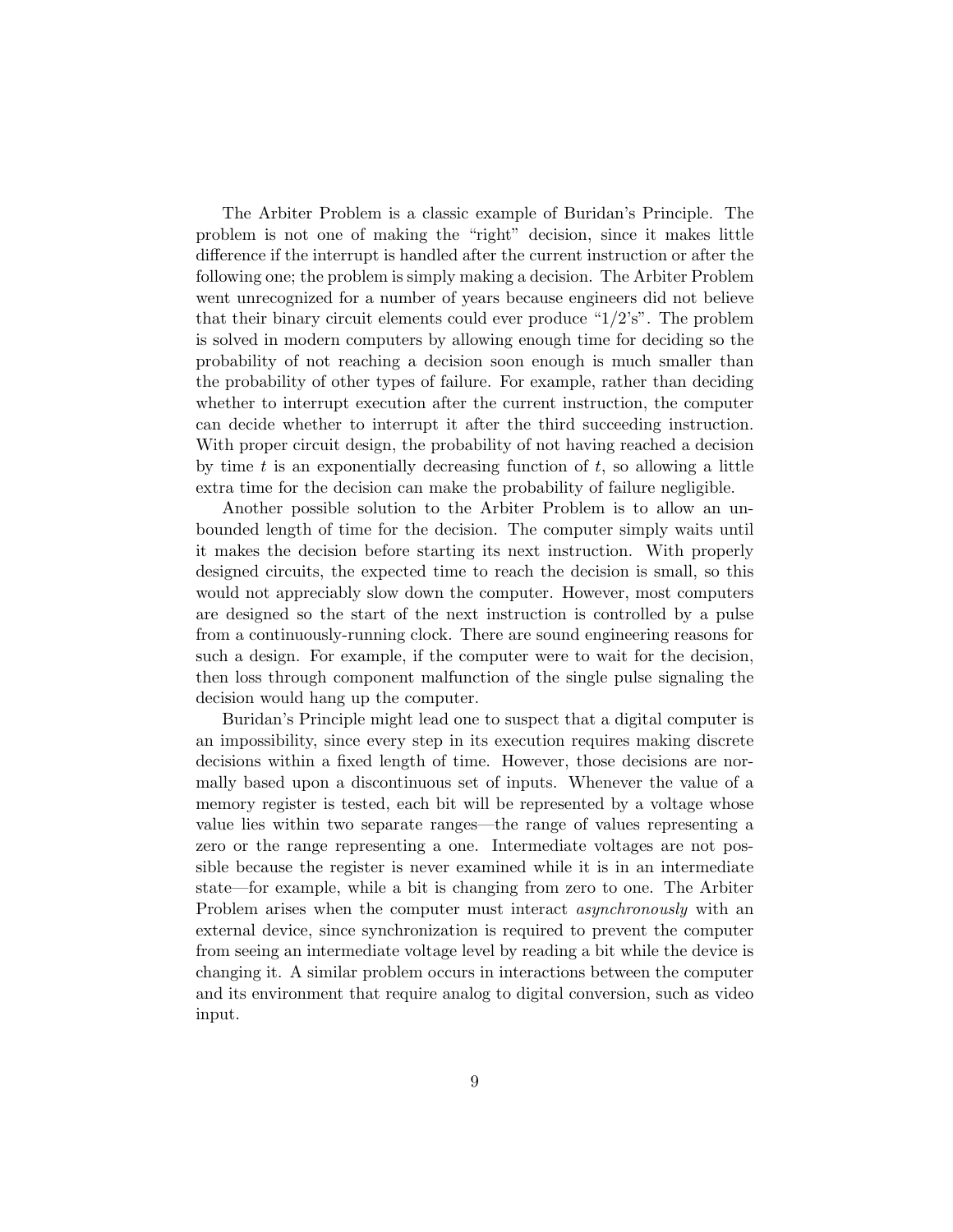The Arbiter Problem is a classic example of Buridan's Principle. The problem is not one of making the "right" decision, since it makes little difference if the interrupt is handled after the current instruction or after the following one; the problem is simply making a decision. The Arbiter Problem went unrecognized for a number of years because engineers did not believe that their binary circuit elements could ever produce "1/2's". The problem is solved in modern computers by allowing enough time for deciding so the probability of not reaching a decision soon enough is much smaller than the probability of other types of failure. For example, rather than deciding whether to interrupt execution after the current instruction, the computer can decide whether to interrupt it after the third succeeding instruction. With proper circuit design, the probability of not having reached a decision by time $t$ is an exponentially decreasing function of $t$, so allowing a little extra time for the decision can make the probability of failure negligible.

Another possible solution to the Arbiter Problem is to allow an unbounded length of time for the decision. The computer simply waits until it makes the decision before starting its next instruction. With properly designed circuits, the expected time to reach the decision is small, so this would not appreciably slow down the computer. However, most computers are designed so the start of the next instruction is controlled by a pulse from a continuously-running clock. There are sound engineering reasons for such a design. For example, if the computer were to wait for the decision, then loss through component malfunction of the single pulse signaling the decision would hang up the computer.

Buridan's Principle might lead one to suspect that a digital computer is an impossibility, since every step in its execution requires making discrete decisions within a fixed length of time. However, those decisions are normally based upon a discontinuous set of inputs. Whenever the value of a memory register is tested, each bit will be represented by a voltage whose value lies within two separate ranges—the range of values representing a zero or the range representing a one. Intermediate voltages are not possible because the register is never examined while it is in an intermediate state—for example, while a bit is changing from zero to one. The Arbiter Problem arises when the computer must interact *asynchronously* with an external device, since synchronization is required to prevent the computer from seeing an intermediate voltage level by reading a bit while the device is changing it. A similar problem occurs in interactions between the computer and its environment that require analog to digital conversion, such as video input.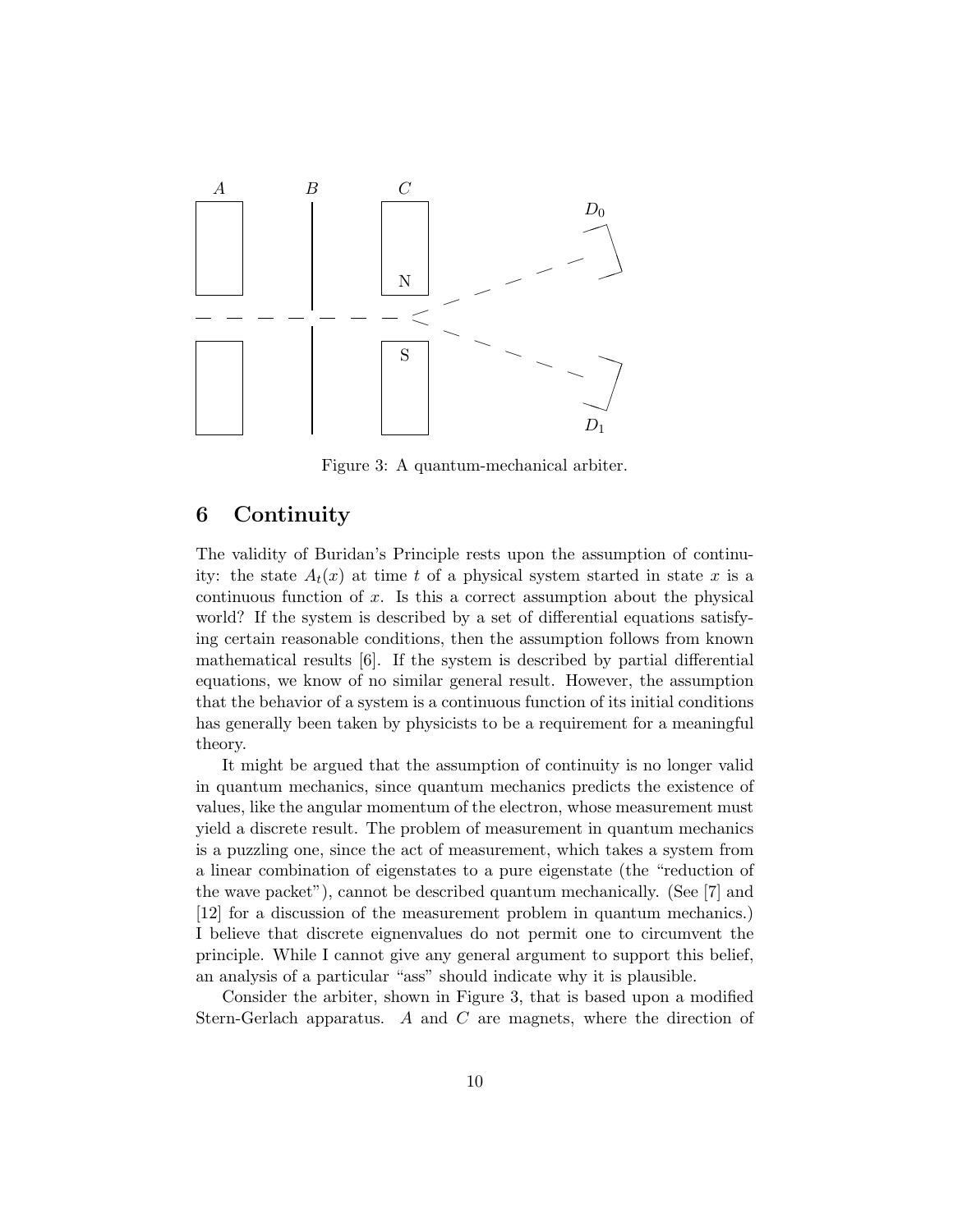Figure 3: A quantum-mechanical arbiter.

## 6 Continuity

The validity of Buridan's Principle rests upon the assumption of continuity: the state $A_t(x)$ at time $t$ of a physical system started in state $x$ is a continuous function of $x$. Is this a correct assumption about the physical world? If the system is described by a set of differential equations satisfying certain reasonable conditions, then the assumption follows from known mathematical results [6]. If the system is described by partial differential equations, we know of no similar general result. However, the assumption that the behavior of a system is a continuous function of its initial conditions has generally been taken by physicists to be a requirement for a meaningful theory.

It might be argued that the assumption of continuity is no longer valid in quantum mechanics, since quantum mechanics predicts the existence of values, like the angular momentum of the electron, whose measurement must yield a discrete result. The problem of measurement in quantum mechanics is a puzzling one, since the act of measurement, which takes a system from a linear combination of eigenstates to a pure eigenstate (the "reduction of the wave packet"), cannot be described quantum mechanically. (See [7] and [12] for a discussion of the measurement problem in quantum mechanics.) I believe that discrete eignenvalues do not permit one to circumvent the principle. While I cannot give any general argument to support this belief, an analysis of a particular "ass" should indicate why it is plausible.

Consider the arbiter, shown in Figure 3, that is based upon a modified Stern-Gerlach apparatus. $A$ and $C$ are magnets, where the direction of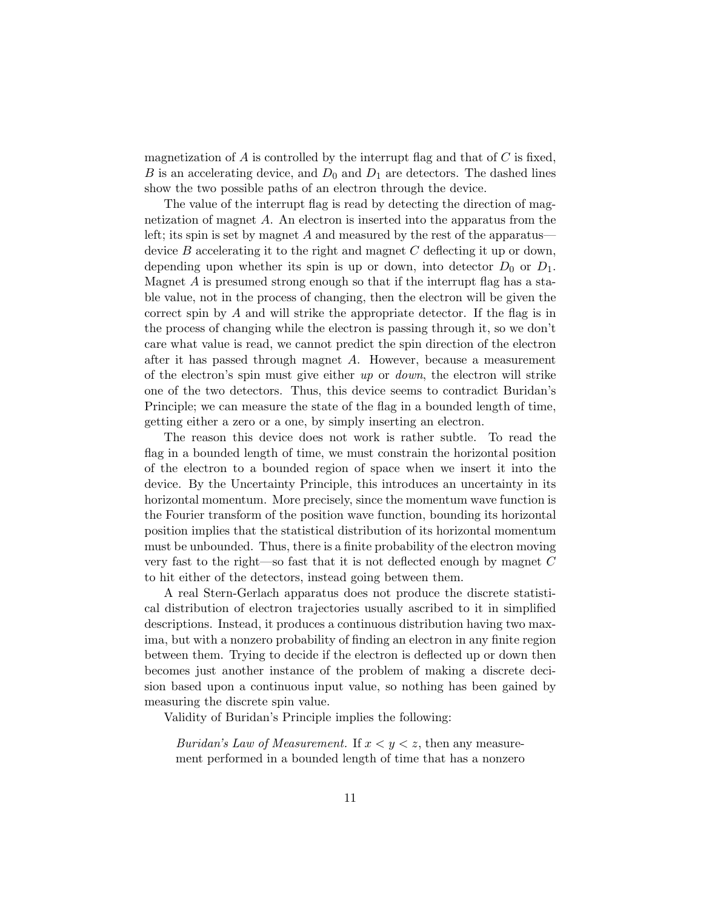magnetization of $A$ is controlled by the interrupt flag and that of $C$ is fixed, $B$ is an accelerating device, and $D_0$ and $D_1$ are detectors. The dashed lines show the two possible paths of an electron through the device.

The value of the interrupt flag is read by detecting the direction of magnetization of magnet $A$. An electron is inserted into the apparatus from the left; its spin is set by magnet $A$ and measured by the rest of the apparatus—device $B$ accelerating it to the right and magnet $C$ deflecting it up or down, depending upon whether its spin is up or down, into detector $D_0$ or $D_1$. Magnet $A$ is presumed strong enough so that if the interrupt flag has a stable value, not in the process of changing, then the electron will be given the correct spin by $A$ and will strike the appropriate detector. If the flag is in the process of changing while the electron is passing through it, so we don't care what value is read, we cannot predict the spin direction of the electron after it has passed through magnet $A$. However, because a measurement of the electron's spin must give either *up* or *down*, the electron will strike one of the two detectors. Thus, this device seems to contradict Buridan's Principle; we can measure the state of the flag in a bounded length of time, getting either a zero or a one, by simply inserting an electron.

The reason this device does not work is rather subtle. To read the flag in a bounded length of time, we must constrain the horizontal position of the electron to a bounded region of space when we insert it into the device. By the Uncertainty Principle, this introduces an uncertainty in its horizontal momentum. More precisely, since the momentum wave function is the Fourier transform of the position wave function, bounding its horizontal position implies that the statistical distribution of its horizontal momentum must be unbounded. Thus, there is a finite probability of the electron moving very fast to the right—so fast that it is not deflected enough by magnet $C$ to hit either of the detectors, instead going between them.

A real Stern-Gerlach apparatus does not produce the discrete statistical distribution of electron trajectories usually ascribed to it in simplified descriptions. Instead, it produces a continuous distribution having two maxima, but with a nonzero probability of finding an electron in any finite region between them. Trying to decide if the electron is deflected up or down then becomes just another instance of the problem of making a discrete decision based upon a continuous input value, so nothing has been gained by measuring the discrete spin value.

Validity of Buridan's Principle implies the following:

> *Buridan's Law of Measurement.* If $x < y < z$, then any measurement performed in a bounded length of time that has a nonzero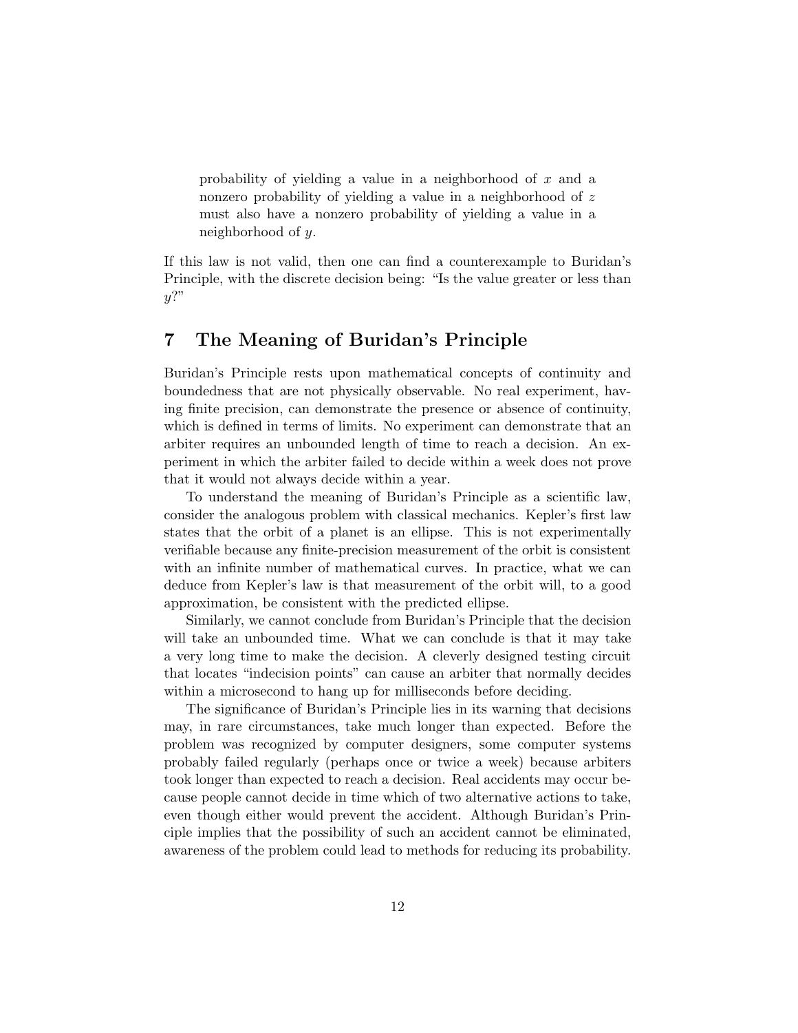> probability of yielding a value in a neighborhood of $x$ and a nonzero probability of yielding a value in a neighborhood of $z$ must also have a nonzero probability of yielding a value in a neighborhood of $y$.

If this law is not valid, then one can find a counterexample to Buridan's Principle, with the discrete decision being: "Is the value greater or less than $y$?"

## 7 The Meaning of Buridan's Principle

Buridan's Principle rests upon mathematical concepts of continuity and boundedness that are not physically observable. No real experiment, having finite precision, can demonstrate the presence or absence of continuity, which is defined in terms of limits. No experiment can demonstrate that an arbiter requires an unbounded length of time to reach a decision. An experiment in which the arbiter failed to decide within a week does not prove that it would not always decide within a year.

To understand the meaning of Buridan's Principle as a scientific law, consider the analogous problem with classical mechanics. Kepler's first law states that the orbit of a planet is an ellipse. This is not experimentally verifiable because any finite-precision measurement of the orbit is consistent with an infinite number of mathematical curves. In practice, what we can deduce from Kepler's law is that measurement of the orbit will, to a good approximation, be consistent with the predicted ellipse.

Similarly, we cannot conclude from Buridan's Principle that the decision will take an unbounded time. What we can conclude is that it may take a very long time to make the decision. A cleverly designed testing circuit that locates "indecision points" can cause an arbiter that normally decides within a microsecond to hang up for milliseconds before deciding.

The significance of Buridan's Principle lies in its warning that decisions may, in rare circumstances, take much longer than expected. Before the problem was recognized by computer designers, some computer systems probably failed regularly (perhaps once or twice a week) because arbiters took longer than expected to reach a decision. Real accidents may occur because people cannot decide in time which of two alternative actions to take, even though either would prevent the accident. Although Buridan's Principle implies that the possibility of such an accident cannot be eliminated, awareness of the problem could lead to methods for reducing its probability.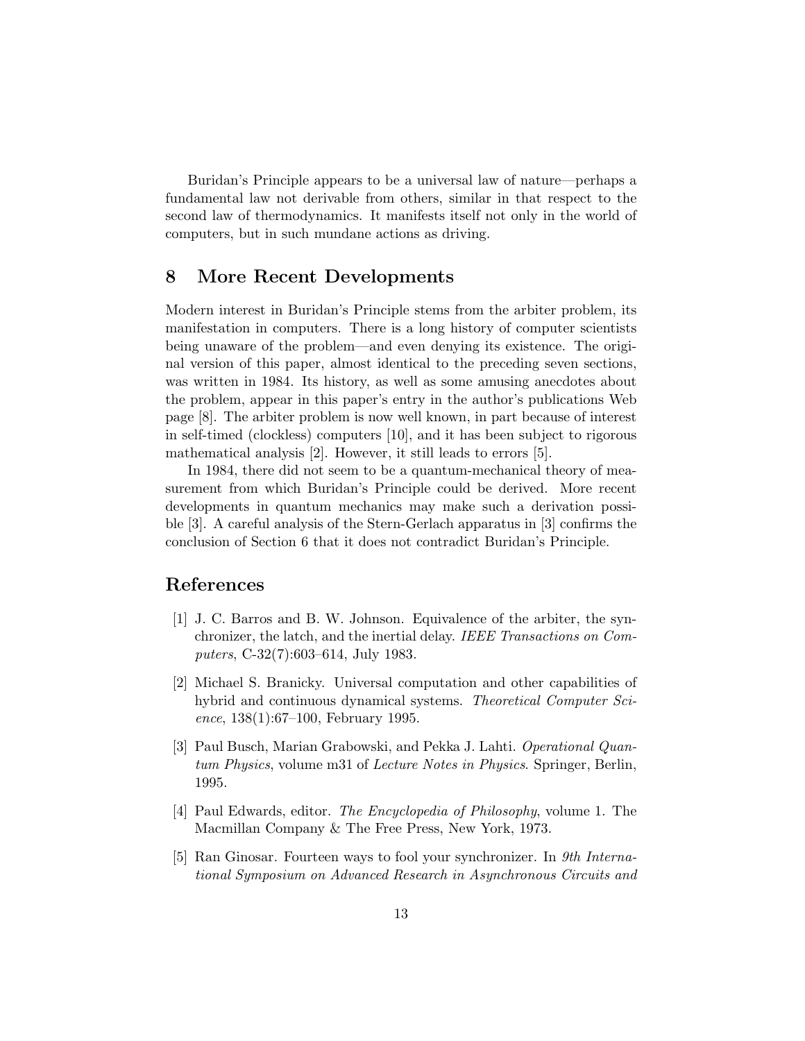Buridan's Principle appears to be a universal law of nature—perhaps a fundamental law not derivable from others, similar in that respect to the second law of thermodynamics. It manifests itself not only in the world of computers, but in such mundane actions as driving.

## 8 More Recent Developments

Modern interest in Buridan's Principle stems from the arbiter problem, its manifestation in computers. There is a long history of computer scientists being unaware of the problem—and even denying its existence. The original version of this paper, almost identical to the preceding seven sections, was written in 1984. Its history, as well as some amusing anecdotes about the problem, appear in this paper's entry in the author's publications Web page [8]. The arbiter problem is now well known, in part because of interest in self-timed (clockless) computers [10], and it has been subject to rigorous mathematical analysis [2]. However, it still leads to errors [5].

In 1984, there did not seem to be a quantum-mechanical theory of measurement from which Buridan's Principle could be derived. More recent developments in quantum mechanics may make such a derivation possible [3]. A careful analysis of the Stern-Gerlach apparatus in [3] confirms the conclusion of Section 6 that it does not contradict Buridan's Principle.

## References

[1] J. C. Barros and B. W. Johnson. Equivalence of the arbiter, the synchronizer, the latch, and the inertial delay. *IEEE Transactions on Computers*, C-32(7):603–614, July 1983.

[2] Michael S. Branicky. Universal computation and other capabilities of hybrid and continuous dynamical systems. *Theoretical Computer Science*, 138(1):67–100, February 1995.

[3] Paul Busch, Marian Grabowski, and Pekka J. Lahti. *Operational Quantum Physics*, volume m31 of *Lecture Notes in Physics*. Springer, Berlin, 1995.

[4] Paul Edwards, editor. *The Encyclopedia of Philosophy*, volume 1. The Macmillan Company & The Free Press, New York, 1973.

[5] Ran Ginosar. Fourteen ways to fool your synchronizer. In *9th International Symposium on Advanced Research in Asynchronous Circuits and*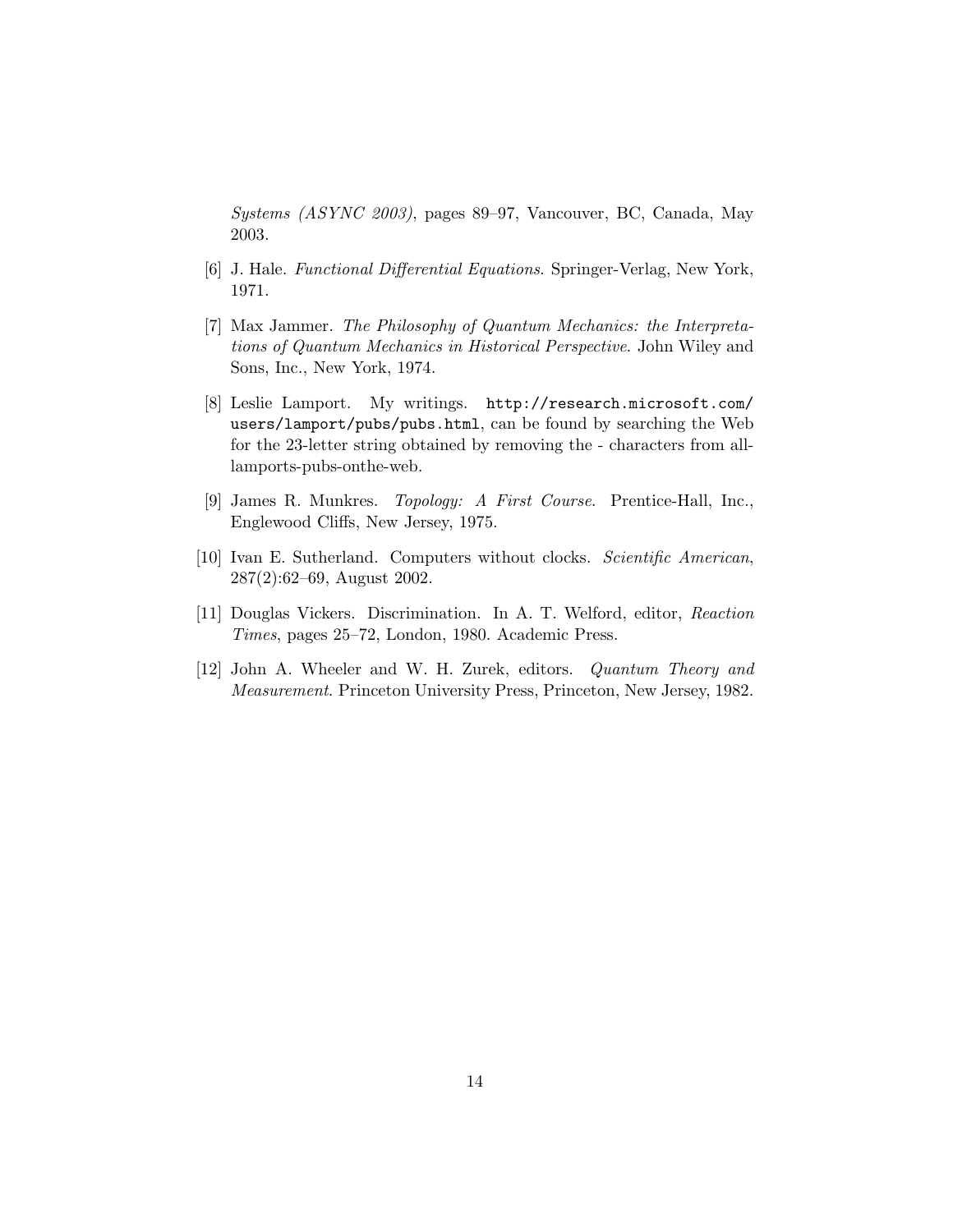*Systems (ASYNC 2003)*, pages 89–97, Vancouver, BC, Canada, May 2003.

[6] J. Hale. *Functional Differential Equations*. Springer-Verlag, New York, 1971.

[7] Max Jammer. *The Philosophy of Quantum Mechanics: the Interpretations of Quantum Mechanics in Historical Perspective*. John Wiley and Sons, Inc., New York, 1974.

[8] Leslie Lamport. My writings. `http://research.microsoft.com/users/lamport/pubs/pubs.html`, can be found by searching the Web for the 23-letter string obtained by removing the - characters from all-lamports-pubs-onthe-web.

[9] James R. Munkres. *Topology: A First Course*. Prentice-Hall, Inc., Englewood Cliffs, New Jersey, 1975.

[10] Ivan E. Sutherland. Computers without clocks. *Scientific American*, 287(2):62–69, August 2002.

[11] Douglas Vickers. Discrimination. In A. T. Welford, editor, *Reaction Times*, pages 25–72, London, 1980. Academic Press.

[12] John A. Wheeler and W. H. Zurek, editors. *Quantum Theory and Measurement*. Princeton University Press, Princeton, New Jersey, 1982.